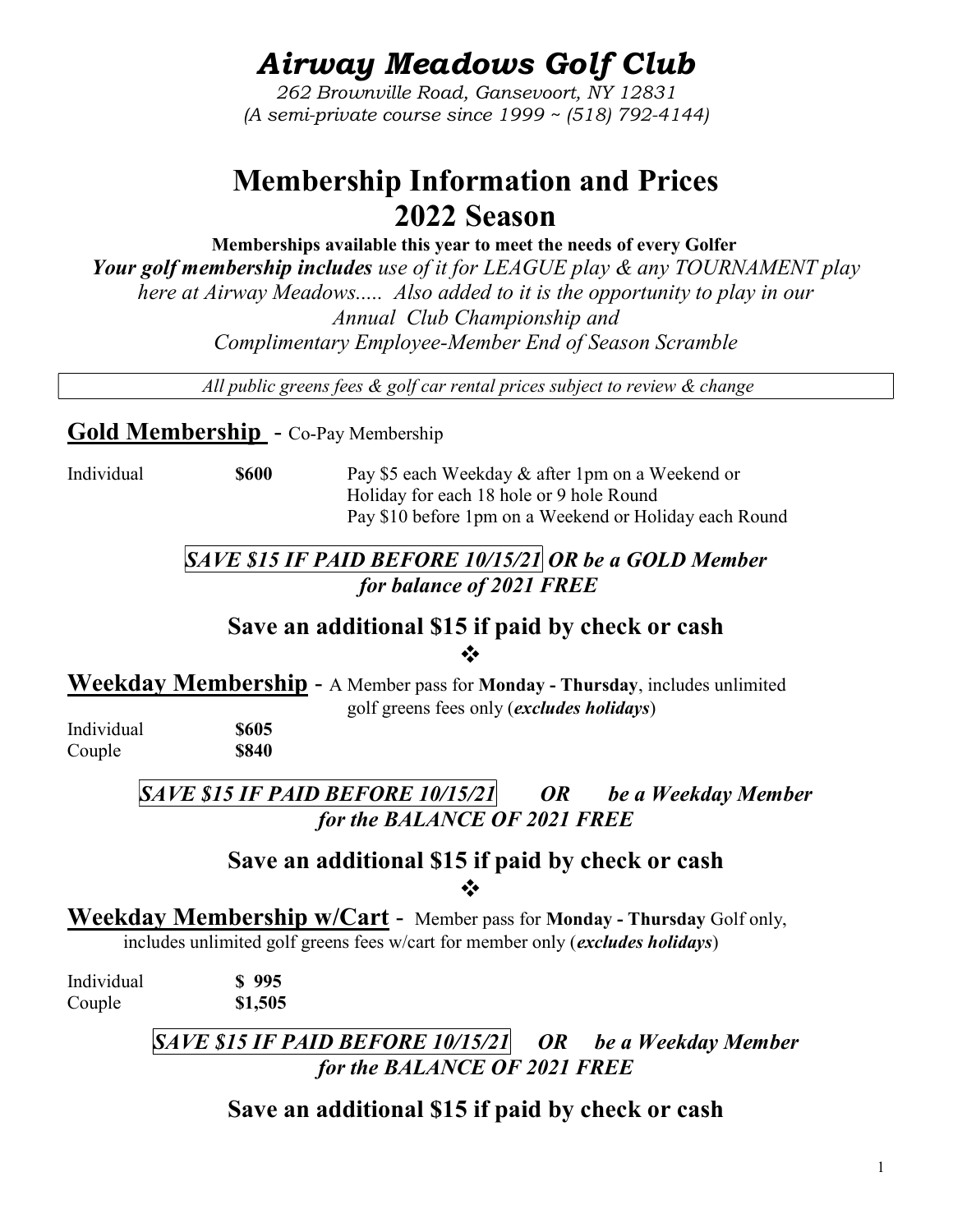# *Airway Meadows Golf Club*

*262 Brownville Road, Gansevoort, NY 12831*
*(A semi-private course since 1999 ~ (518) 792-4144)*

# Membership Information and Prices 2022 Season

**Memberships available this year to meet the needs of every Golfer**

***Your golf membership includes*** *use of it for LEAGUE play & any TOURNAMENT play here at Airway Meadows..... Also added to it is the opportunity to play in our Annual Club Championship and Complimentary Employee-Member End of Season Scramble*

*All public greens fees & golf car rental prices subject to review & change*

## Gold Membership - Co-Pay Membership

| | | |
|---|---|---|
| Individual | **$600** | Pay $5 each Weekday & after 1pm on a Weekend or Holiday for each 18 hole or 9 hole Round<br>Pay $10 before 1pm on a Weekend or Holiday each Round |

***SAVE $15 IF PAID BEFORE 10/15/21 OR be a GOLD Member for balance of 2021 FREE***

**Save an additional $15 if paid by check or cash**

❖

## Weekday Membership - A Member pass for **Monday - Thursday**, includes unlimited golf greens fees only (***excludes holidays***)

| | |
|---|---|
| Individual | **$605** |
| Couple | **$840** |

***SAVE $15 IF PAID BEFORE 10/15/21 OR be a Weekday Member for the BALANCE OF 2021 FREE***

**Save an additional $15 if paid by check or cash**

❖

## Weekday Membership w/Cart - Member pass for **Monday - Thursday** Golf only, includes unlimited golf greens fees w/cart for member only (***excludes holidays***)

| | |
|---|---|
| Individual | **$ 995** |
| Couple | **$1,505** |

***SAVE $15 IF PAID BEFORE 10/15/21 OR be a Weekday Member for the BALANCE OF 2021 FREE***

**Save an additional $15 if paid by check or cash**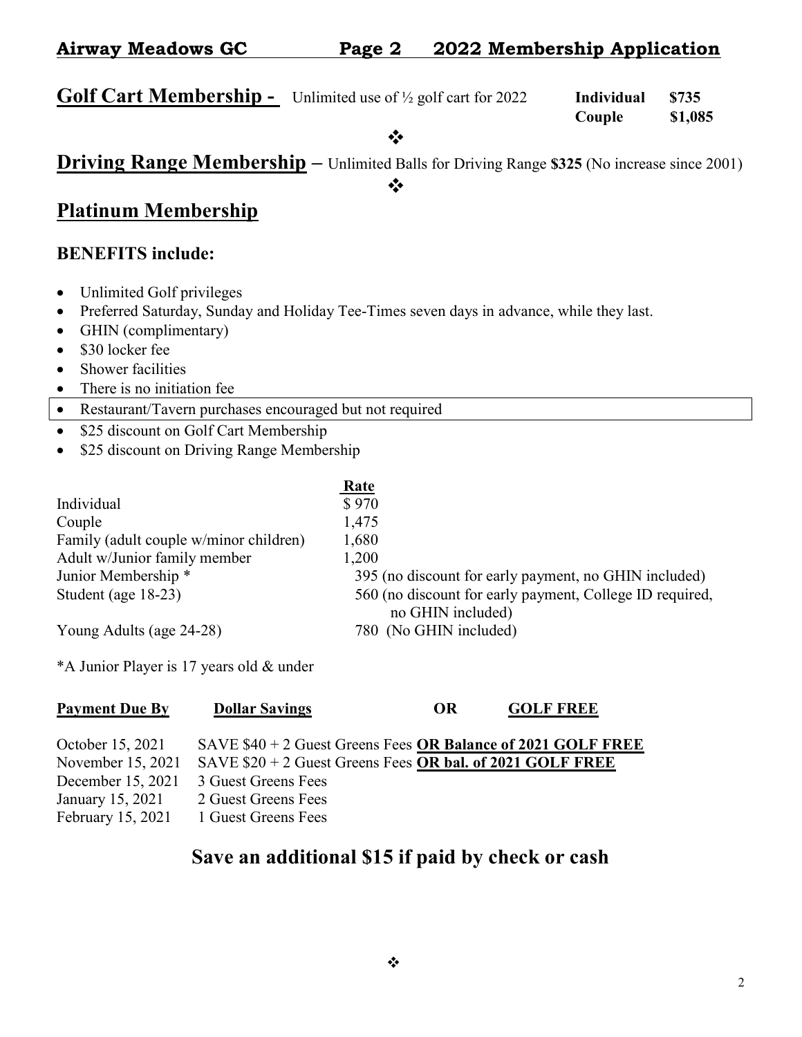## Golf Cart Membership - Unlimited use of ½ golf cart for 2022

| | |
|---|---|
| **Individual** | **$735** |
| **Couple** | **$1,085** |

❖

## Driving Range Membership – Unlimited Balls for Driving Range **$325** (No increase since 2001)

❖

## Platinum Membership

### BENEFITS include:

- Unlimited Golf privileges
- Preferred Saturday, Sunday and Holiday Tee-Times seven days in advance, while they last.
- GHIN (complimentary)
- $30 locker fee
- Shower facilities
- There is no initiation fee
- Restaurant/Tavern purchases encouraged but not required
- $25 discount on Golf Cart Membership
- $25 discount on Driving Range Membership

| | Rate |
|---|---|
| Individual | $ 970 |
| Couple | 1,475 |
| Family (adult couple w/minor children) | 1,680 |
| Adult w/Junior family member | 1,200 |
| Junior Membership * | 395 (no discount for early payment, no GHIN included) |
| Student (age 18-23) | 560 (no discount for early payment, College ID required, no GHIN included) |
| Young Adults (age 24-28) | 780 (No GHIN included) |

*A Junior Player is 17 years old & under

| Payment Due By | Dollar Savings OR GOLF FREE |
|---|---|
| October 15, 2021 | SAVE $40 + 2 Guest Greens Fees **OR Balance of 2021 GOLF FREE** |
| November 15, 2021 | SAVE $20 + 2 Guest Greens Fees **OR bal. of 2021 GOLF FREE** |
| December 15, 2021 | 3 Guest Greens Fees |
| January 15, 2021 | 2 Guest Greens Fees |
| February 15, 2021 | 1 Guest Greens Fees |

## Save an additional $15 if paid by check or cash

❖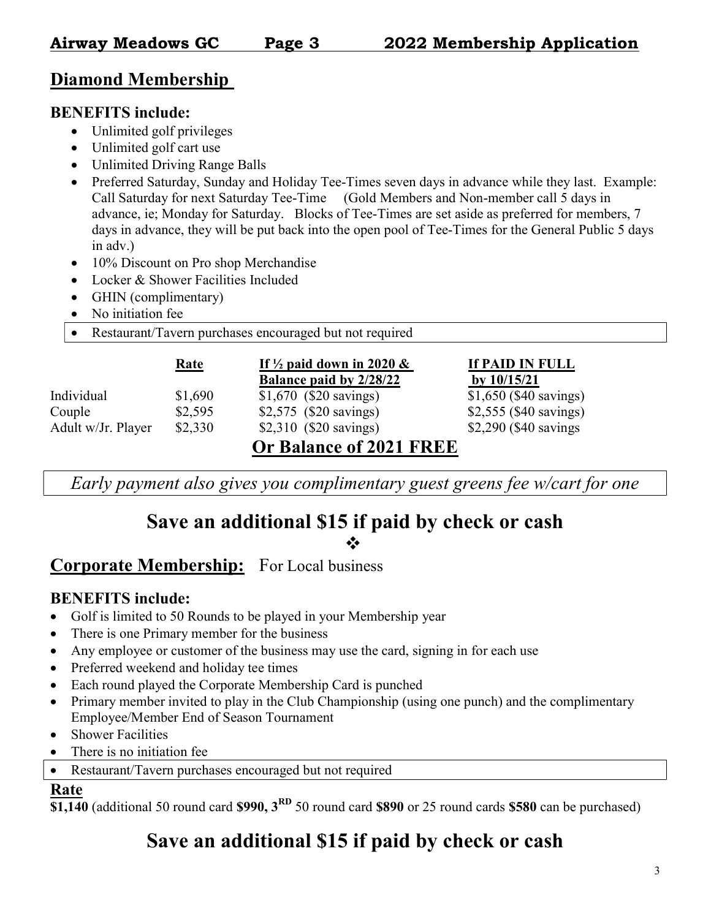## Diamond Membership

### BENEFITS include:

- Unlimited golf privileges
- Unlimited golf cart use
- Unlimited Driving Range Balls
- Preferred Saturday, Sunday and Holiday Tee-Times seven days in advance while they last. Example: Call Saturday for next Saturday Tee-Time (Gold Members and Non-member call 5 days in advance, ie; Monday for Saturday. Blocks of Tee-Times are set aside as preferred for members, 7 days in advance, they will be put back into the open pool of Tee-Times for the General Public 5 days in adv.)
- 10% Discount on Pro shop Merchandise
- Locker & Shower Facilities Included
- GHIN (complimentary)
- No initiation fee
- Restaurant/Tavern purchases encouraged but not required

| | Rate | If ½ paid down in 2020 & Balance paid by 2/28/22 | If PAID IN FULL by 10/15/21 |
|---|---|---|---|
| Individual | $1,690 | $1,670 ($20 savings) | $1,650 ($40 savings) |
| Couple | $2,595 | $2,575 ($20 savings) | $2,555 ($40 savings) |
| Adult w/Jr. Player | $2,330 | $2,310 ($20 savings) | $2,290 ($40 savings |

**Or Balance of 2021 FREE**

*Early payment also gives you complimentary guest greens fee w/cart for one*

# Save an additional $15 if paid by check or cash

❖

## Corporate Membership: For Local business

### BENEFITS include:

- Golf is limited to 50 Rounds to be played in your Membership year
- There is one Primary member for the business
- Any employee or customer of the business may use the card, signing in for each use
- Preferred weekend and holiday tee times
- Each round played the Corporate Membership Card is punched
- Primary member invited to play in the Club Championship (using one punch) and the complimentary Employee/Member End of Season Tournament
- Shower Facilities
- There is no initiation fee
- Restaurant/Tavern purchases encouraged but not required

### Rate

**$1,140** (additional 50 round card **$990, 3RD** 50 round card **$890** or 25 round cards **$580** can be purchased)

# Save an additional $15 if paid by check or cash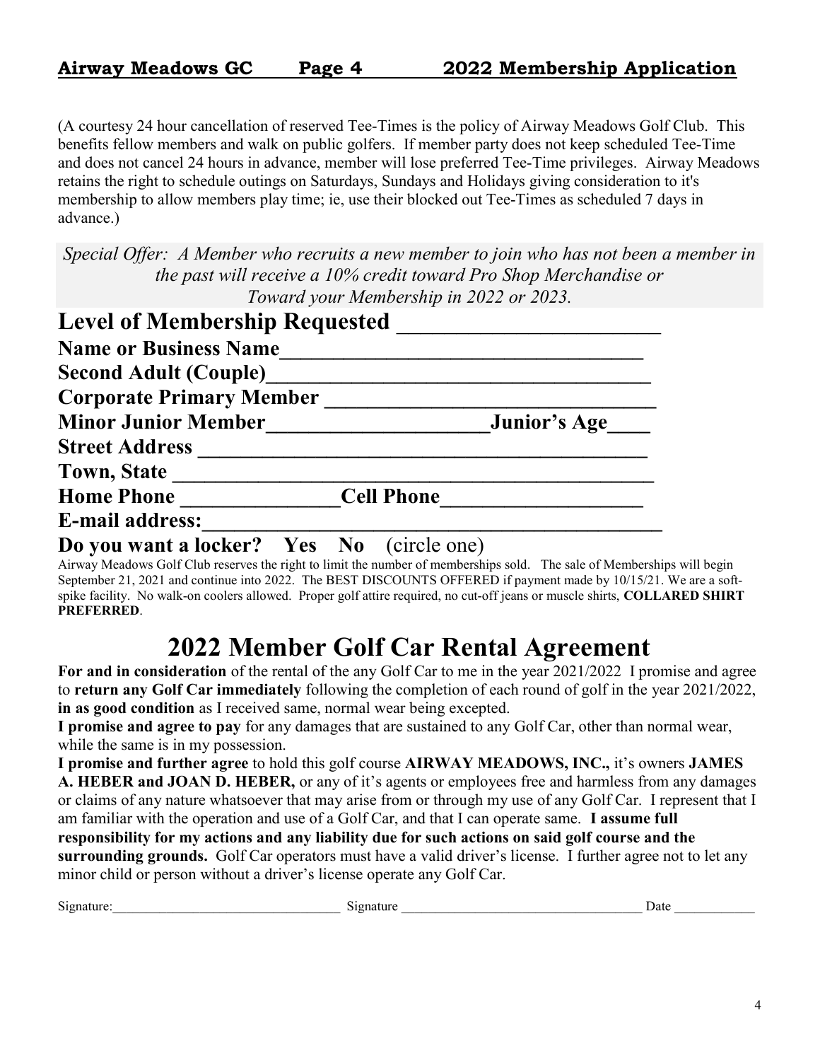(A courtesy 24 hour cancellation of reserved Tee-Times is the policy of Airway Meadows Golf Club. This benefits fellow members and walk on public golfers. If member party does not keep scheduled Tee-Time and does not cancel 24 hours in advance, member will lose preferred Tee-Time privileges. Airway Meadows retains the right to schedule outings on Saturdays, Sundays and Holidays giving consideration to it's membership to allow members play time; ie, use their blocked out Tee-Times as scheduled 7 days in advance.)

*Special Offer: A Member who recruits a new member to join who has not been a member in the past will receive a 10% credit toward Pro Shop Merchandise or Toward your Membership in 2022 or 2023.*

**Level of Membership Requested** ________________________

**Name or Business Name**__________________________________

**Second Adult (Couple)**___________________________________

**Corporate Primary Member** ______________________________

**Minor Junior Member**____________________**Junior's Age**____

**Street Address** __________________________________________

**Town, State** ____________________________________________

**Home Phone** _______________**Cell Phone**___________________

**E-mail address:**___________________________________________

**Do you want a locker? Yes No** (circle one)

Airway Meadows Golf Club reserves the right to limit the number of memberships sold. The sale of Memberships will begin September 21, 2021 and continue into 2022. The BEST DISCOUNTS OFFERED if payment made by 10/15/21. We are a soft-spike facility. No walk-on coolers allowed. Proper golf attire required, no cut-off jeans or muscle shirts, **COLLARED SHIRT PREFERRED**.

# 2022 Member Golf Car Rental Agreement

**For and in consideration** of the rental of the any Golf Car to me in the year 2021/2022 I promise and agree to **return any Golf Car immediately** following the completion of each round of golf in the year 2021/2022, **in as good condition** as I received same, normal wear being excepted.

**I promise and agree to pay** for any damages that are sustained to any Golf Car, other than normal wear, while the same is in my possession.

**I promise and further agree** to hold this golf course **AIRWAY MEADOWS, INC.,** it's owners **JAMES A. HEBER and JOAN D. HEBER,** or any of it's agents or employees free and harmless from any damages or claims of any nature whatsoever that may arise from or through my use of any Golf Car. I represent that I am familiar with the operation and use of a Golf Car, and that I can operate same. **I assume full responsibility for my actions and any liability due for such actions on said golf course and the surrounding grounds.** Golf Car operators must have a valid driver's license. I further agree not to let any minor child or person without a driver's license operate any Golf Car.

Signature:_________________________________ Signature ___________________________________ Date ____________